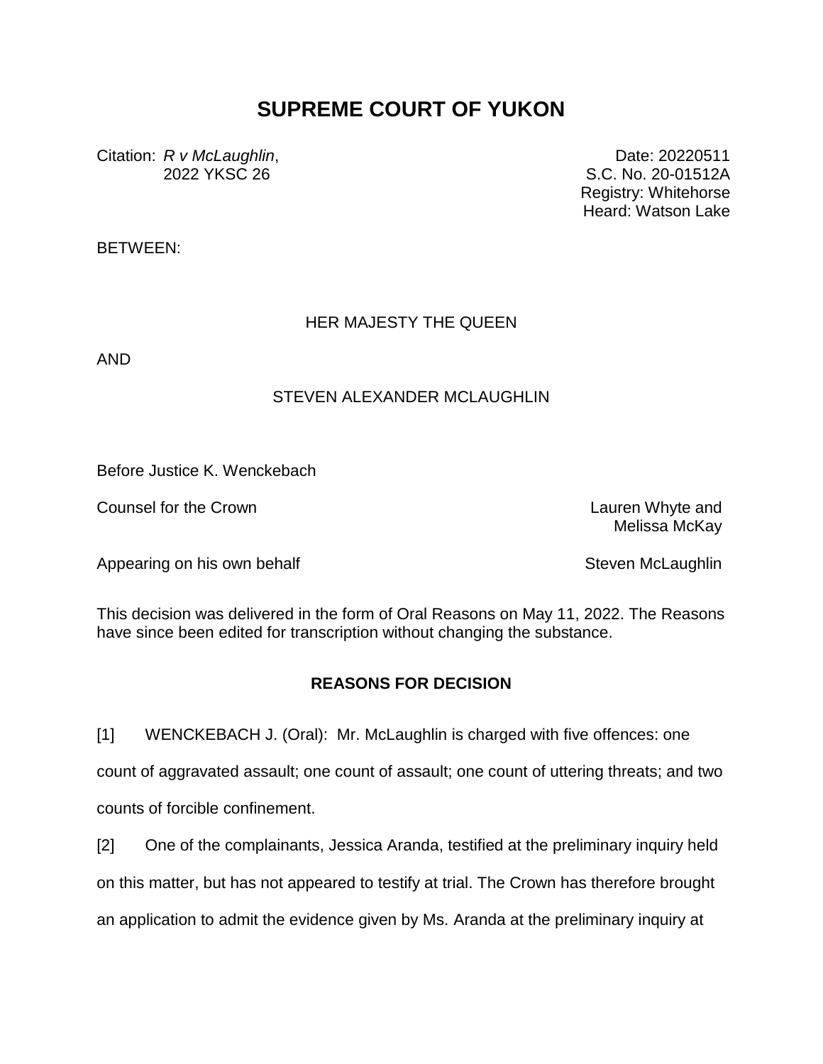# SUPREME COURT OF YUKON

Citation: *R v McLaughlin*, 2022 YKSC 26

Date: 20220511
S.C. No. 20-01512A
Registry: Whitehorse
Heard: Watson Lake

BETWEEN:

HER MAJESTY THE QUEEN

AND

STEVEN ALEXANDER MCLAUGHLIN

Before Justice K. Wenckebach

Counsel for the Crown — Lauren Whyte and Melissa McKay

Appearing on his own behalf — Steven McLaughlin

This decision was delivered in the form of Oral Reasons on May 11, 2022. The Reasons have since been edited for transcription without changing the substance.

## REASONS FOR DECISION

[1] WENCKEBACH J. (Oral): Mr. McLaughlin is charged with five offences: one count of aggravated assault; one count of assault; one count of uttering threats; and two counts of forcible confinement.

[2] One of the complainants, Jessica Aranda, testified at the preliminary inquiry held on this matter, but has not appeared to testify at trial. The Crown has therefore brought an application to admit the evidence given by Ms. Aranda at the preliminary inquiry at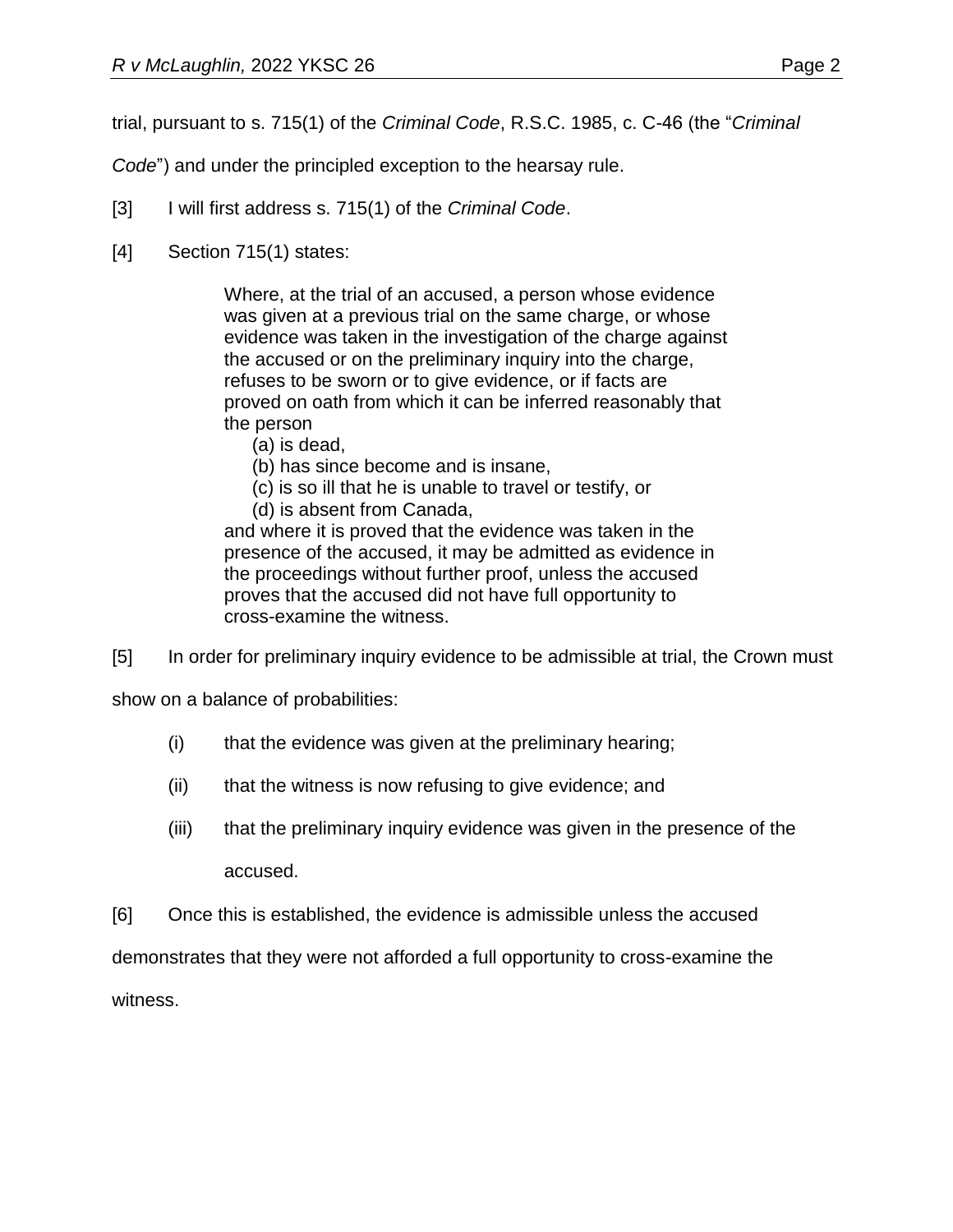trial, pursuant to s. 715(1) of the *Criminal Code*, R.S.C. 1985, c. C-46 (the "*Criminal Code*") and under the principled exception to the hearsay rule.

[3] I will first address s. 715(1) of the *Criminal Code*.

[4] Section 715(1) states:

> Where, at the trial of an accused, a person whose evidence was given at a previous trial on the same charge, or whose evidence was taken in the investigation of the charge against the accused or on the preliminary inquiry into the charge, refuses to be sworn or to give evidence, or if facts are proved on oath from which it can be inferred reasonably that the person
>
> (a) is dead,
>
> (b) has since become and is insane,
>
> (c) is so ill that he is unable to travel or testify, or
>
> (d) is absent from Canada,
>
> and where it is proved that the evidence was taken in the presence of the accused, it may be admitted as evidence in the proceedings without further proof, unless the accused proves that the accused did not have full opportunity to cross-examine the witness.

[5] In order for preliminary inquiry evidence to be admissible at trial, the Crown must show on a balance of probabilities:

(i) that the evidence was given at the preliminary hearing;

(ii) that the witness is now refusing to give evidence; and

(iii) that the preliminary inquiry evidence was given in the presence of the accused.

[6] Once this is established, the evidence is admissible unless the accused demonstrates that they were not afforded a full opportunity to cross-examine the witness.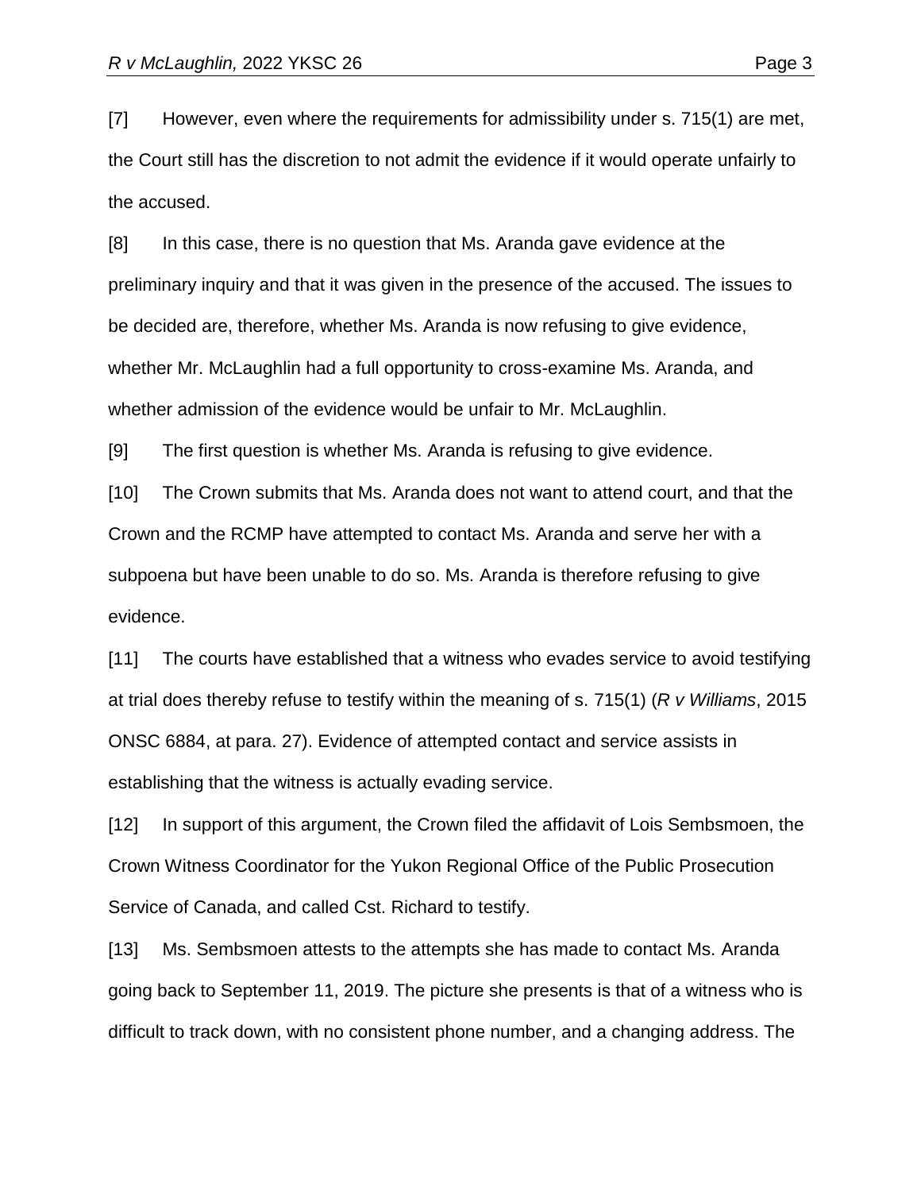[7] However, even where the requirements for admissibility under s. 715(1) are met, the Court still has the discretion to not admit the evidence if it would operate unfairly to the accused.

[8] In this case, there is no question that Ms. Aranda gave evidence at the preliminary inquiry and that it was given in the presence of the accused. The issues to be decided are, therefore, whether Ms. Aranda is now refusing to give evidence, whether Mr. McLaughlin had a full opportunity to cross-examine Ms. Aranda, and whether admission of the evidence would be unfair to Mr. McLaughlin.

[9] The first question is whether Ms. Aranda is refusing to give evidence.

[10] The Crown submits that Ms. Aranda does not want to attend court, and that the Crown and the RCMP have attempted to contact Ms. Aranda and serve her with a subpoena but have been unable to do so. Ms. Aranda is therefore refusing to give evidence.

[11] The courts have established that a witness who evades service to avoid testifying at trial does thereby refuse to testify within the meaning of s. 715(1) (*R v Williams*, 2015 ONSC 6884, at para. 27). Evidence of attempted contact and service assists in establishing that the witness is actually evading service.

[12] In support of this argument, the Crown filed the affidavit of Lois Sembsmoen, the Crown Witness Coordinator for the Yukon Regional Office of the Public Prosecution Service of Canada, and called Cst. Richard to testify.

[13] Ms. Sembsmoen attests to the attempts she has made to contact Ms. Aranda going back to September 11, 2019. The picture she presents is that of a witness who is difficult to track down, with no consistent phone number, and a changing address. The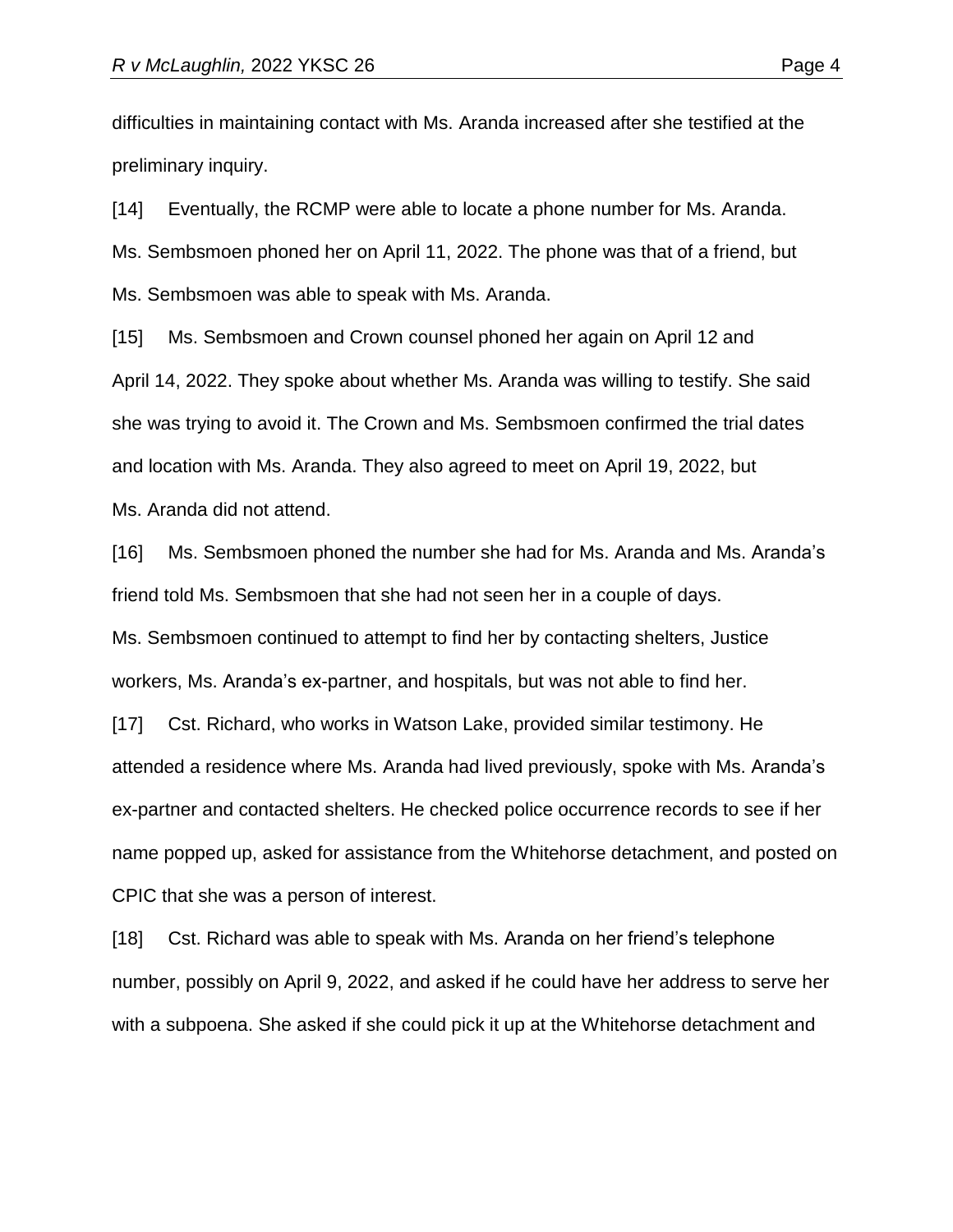difficulties in maintaining contact with Ms. Aranda increased after she testified at the preliminary inquiry.

[14] Eventually, the RCMP were able to locate a phone number for Ms. Aranda. Ms. Sembsmoen phoned her on April 11, 2022. The phone was that of a friend, but Ms. Sembsmoen was able to speak with Ms. Aranda.

[15] Ms. Sembsmoen and Crown counsel phoned her again on April 12 and April 14, 2022. They spoke about whether Ms. Aranda was willing to testify. She said she was trying to avoid it. The Crown and Ms. Sembsmoen confirmed the trial dates and location with Ms. Aranda. They also agreed to meet on April 19, 2022, but Ms. Aranda did not attend.

[16] Ms. Sembsmoen phoned the number she had for Ms. Aranda and Ms. Aranda's friend told Ms. Sembsmoen that she had not seen her in a couple of days. Ms. Sembsmoen continued to attempt to find her by contacting shelters, Justice workers, Ms. Aranda's ex-partner, and hospitals, but was not able to find her.

[17] Cst. Richard, who works in Watson Lake, provided similar testimony. He attended a residence where Ms. Aranda had lived previously, spoke with Ms. Aranda's ex-partner and contacted shelters. He checked police occurrence records to see if her name popped up, asked for assistance from the Whitehorse detachment, and posted on CPIC that she was a person of interest.

[18] Cst. Richard was able to speak with Ms. Aranda on her friend's telephone number, possibly on April 9, 2022, and asked if he could have her address to serve her with a subpoena. She asked if she could pick it up at the Whitehorse detachment and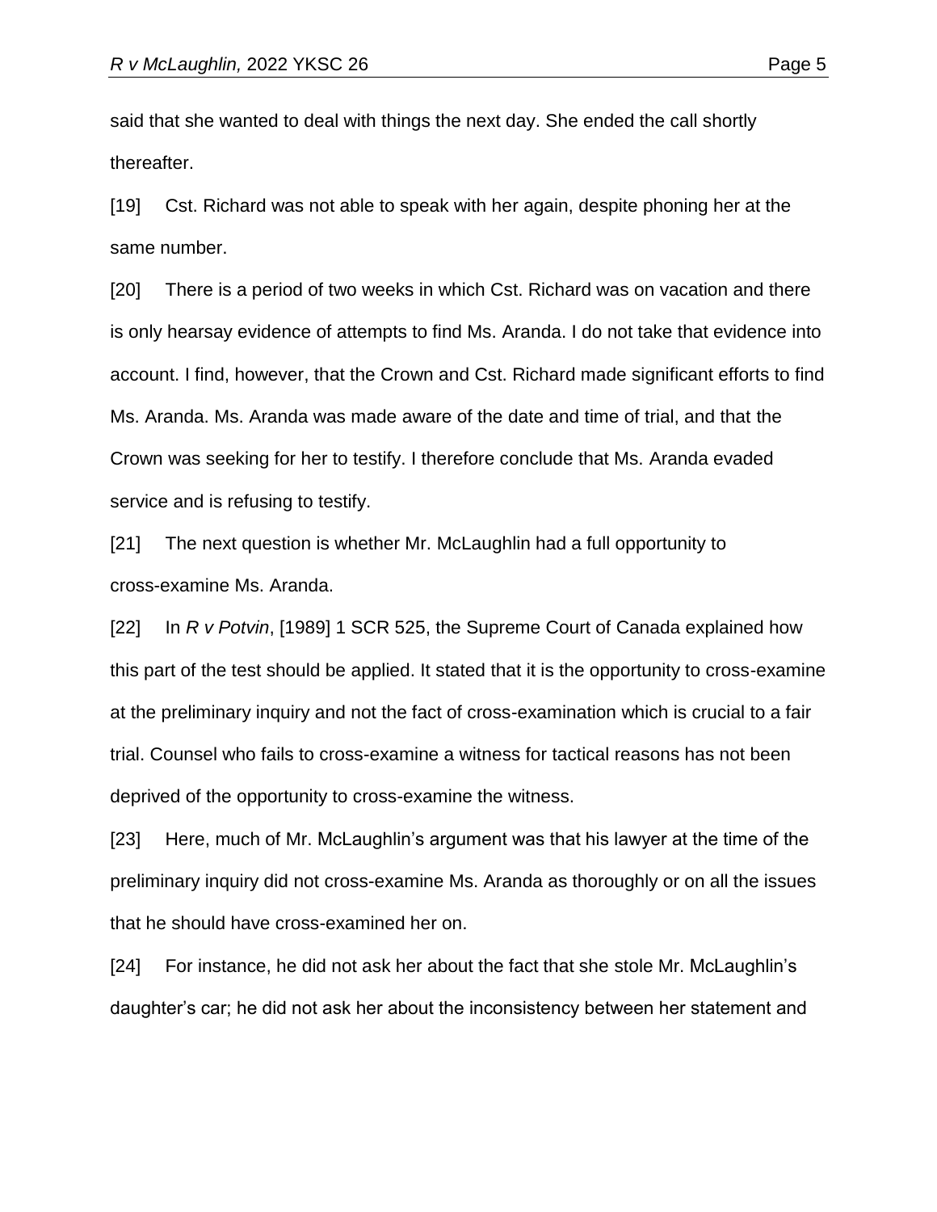said that she wanted to deal with things the next day. She ended the call shortly thereafter.

[19] Cst. Richard was not able to speak with her again, despite phoning her at the same number.

[20] There is a period of two weeks in which Cst. Richard was on vacation and there is only hearsay evidence of attempts to find Ms. Aranda. I do not take that evidence into account. I find, however, that the Crown and Cst. Richard made significant efforts to find Ms. Aranda. Ms. Aranda was made aware of the date and time of trial, and that the Crown was seeking for her to testify. I therefore conclude that Ms. Aranda evaded service and is refusing to testify.

[21] The next question is whether Mr. McLaughlin had a full opportunity to cross-examine Ms. Aranda.

[22] In *R v Potvin*, [1989] 1 SCR 525, the Supreme Court of Canada explained how this part of the test should be applied. It stated that it is the opportunity to cross-examine at the preliminary inquiry and not the fact of cross-examination which is crucial to a fair trial. Counsel who fails to cross-examine a witness for tactical reasons has not been deprived of the opportunity to cross-examine the witness.

[23] Here, much of Mr. McLaughlin's argument was that his lawyer at the time of the preliminary inquiry did not cross-examine Ms. Aranda as thoroughly or on all the issues that he should have cross-examined her on.

[24] For instance, he did not ask her about the fact that she stole Mr. McLaughlin's daughter's car; he did not ask her about the inconsistency between her statement and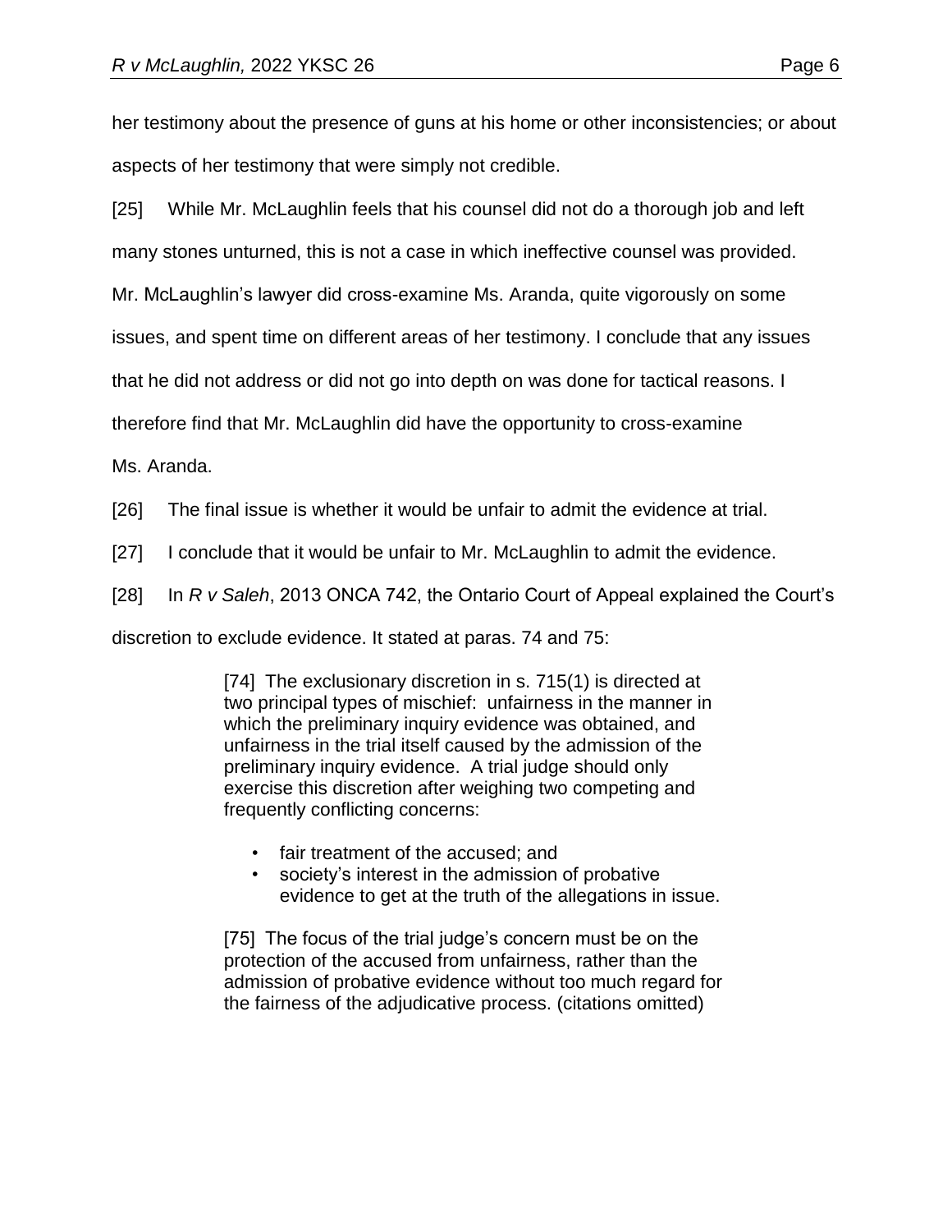her testimony about the presence of guns at his home or other inconsistencies; or about aspects of her testimony that were simply not credible.

[25] While Mr. McLaughlin feels that his counsel did not do a thorough job and left many stones unturned, this is not a case in which ineffective counsel was provided. Mr. McLaughlin's lawyer did cross-examine Ms. Aranda, quite vigorously on some issues, and spent time on different areas of her testimony. I conclude that any issues that he did not address or did not go into depth on was done for tactical reasons. I therefore find that Mr. McLaughlin did have the opportunity to cross-examine Ms. Aranda.

[26] The final issue is whether it would be unfair to admit the evidence at trial.

[27] I conclude that it would be unfair to Mr. McLaughlin to admit the evidence.

[28] In *R v Saleh*, 2013 ONCA 742, the Ontario Court of Appeal explained the Court's discretion to exclude evidence. It stated at paras. 74 and 75:

> [74] The exclusionary discretion in s. 715(1) is directed at two principal types of mischief: unfairness in the manner in which the preliminary inquiry evidence was obtained, and unfairness in the trial itself caused by the admission of the preliminary inquiry evidence. A trial judge should only exercise this discretion after weighing two competing and frequently conflicting concerns:
>
> - fair treatment of the accused; and
> - society's interest in the admission of probative evidence to get at the truth of the allegations in issue.
>
> [75] The focus of the trial judge's concern must be on the protection of the accused from unfairness, rather than the admission of probative evidence without too much regard for the fairness of the adjudicative process. (citations omitted)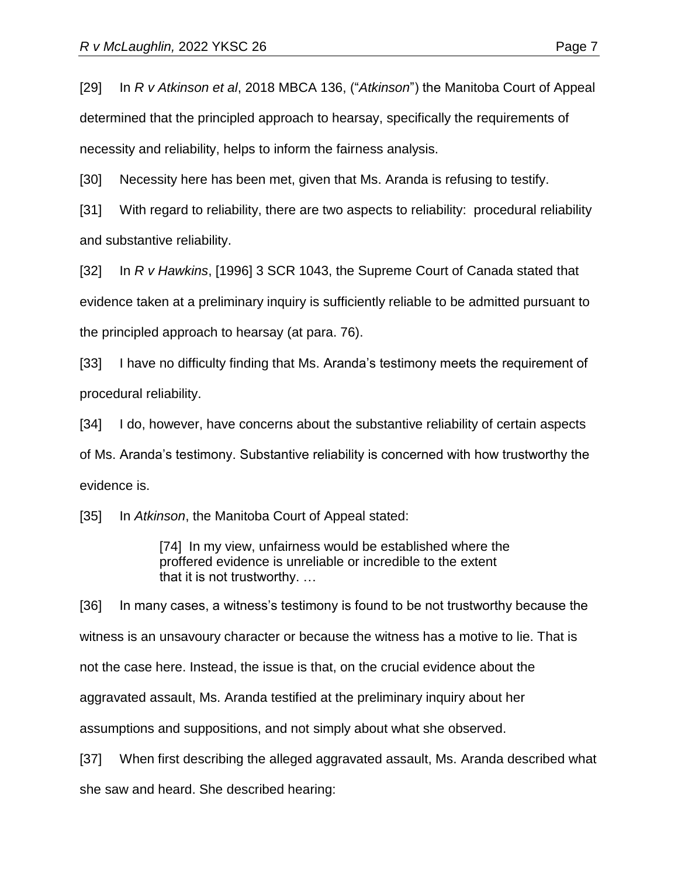[29] In *R v Atkinson et al*, 2018 MBCA 136, ("*Atkinson*") the Manitoba Court of Appeal determined that the principled approach to hearsay, specifically the requirements of necessity and reliability, helps to inform the fairness analysis.

[30] Necessity here has been met, given that Ms. Aranda is refusing to testify.

[31] With regard to reliability, there are two aspects to reliability: procedural reliability and substantive reliability.

[32] In *R v Hawkins*, [1996] 3 SCR 1043, the Supreme Court of Canada stated that evidence taken at a preliminary inquiry is sufficiently reliable to be admitted pursuant to the principled approach to hearsay (at para. 76).

[33] I have no difficulty finding that Ms. Aranda's testimony meets the requirement of procedural reliability.

[34] I do, however, have concerns about the substantive reliability of certain aspects of Ms. Aranda's testimony. Substantive reliability is concerned with how trustworthy the evidence is.

[35] In *Atkinson*, the Manitoba Court of Appeal stated:

> [74] In my view, unfairness would be established where the proffered evidence is unreliable or incredible to the extent that it is not trustworthy. …

[36] In many cases, a witness's testimony is found to be not trustworthy because the witness is an unsavoury character or because the witness has a motive to lie. That is not the case here. Instead, the issue is that, on the crucial evidence about the aggravated assault, Ms. Aranda testified at the preliminary inquiry about her assumptions and suppositions, and not simply about what she observed.

[37] When first describing the alleged aggravated assault, Ms. Aranda described what she saw and heard. She described hearing: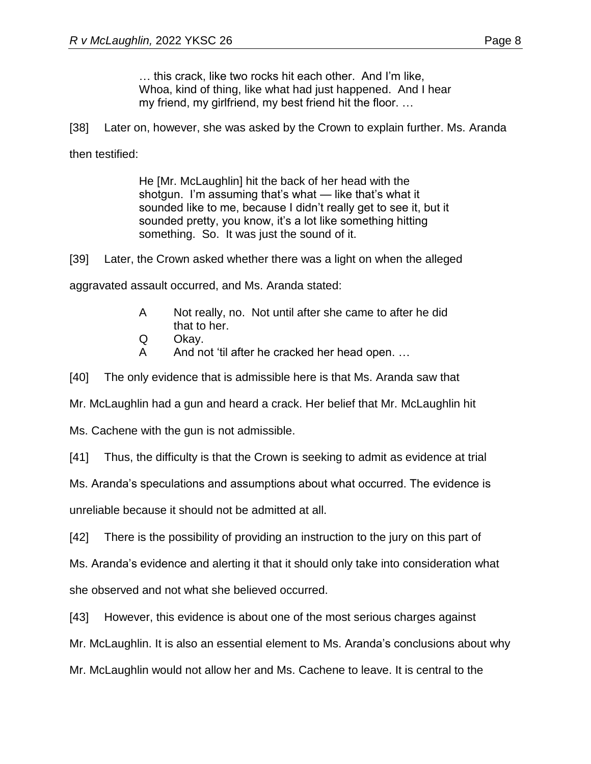> … this crack, like two rocks hit each other. And I'm like, Whoa, kind of thing, like what had just happened. And I hear my friend, my girlfriend, my best friend hit the floor. …

[38] Later on, however, she was asked by the Crown to explain further. Ms. Aranda then testified:

> He [Mr. McLaughlin] hit the back of her head with the shotgun. I'm assuming that's what — like that's what it sounded like to me, because I didn't really get to see it, but it sounded pretty, you know, it's a lot like something hitting something. So. It was just the sound of it.

[39] Later, the Crown asked whether there was a light on when the alleged aggravated assault occurred, and Ms. Aranda stated:

> A Not really, no. Not until after she came to after he did that to her.
>
> Q Okay.
>
> A And not 'til after he cracked her head open. …

[40] The only evidence that is admissible here is that Ms. Aranda saw that Mr. McLaughlin had a gun and heard a crack. Her belief that Mr. McLaughlin hit Ms. Cachene with the gun is not admissible.

[41] Thus, the difficulty is that the Crown is seeking to admit as evidence at trial Ms. Aranda's speculations and assumptions about what occurred. The evidence is unreliable because it should not be admitted at all.

[42] There is the possibility of providing an instruction to the jury on this part of Ms. Aranda's evidence and alerting it that it should only take into consideration what she observed and not what she believed occurred.

[43] However, this evidence is about one of the most serious charges against Mr. McLaughlin. It is also an essential element to Ms. Aranda's conclusions about why Mr. McLaughlin would not allow her and Ms. Cachene to leave. It is central to the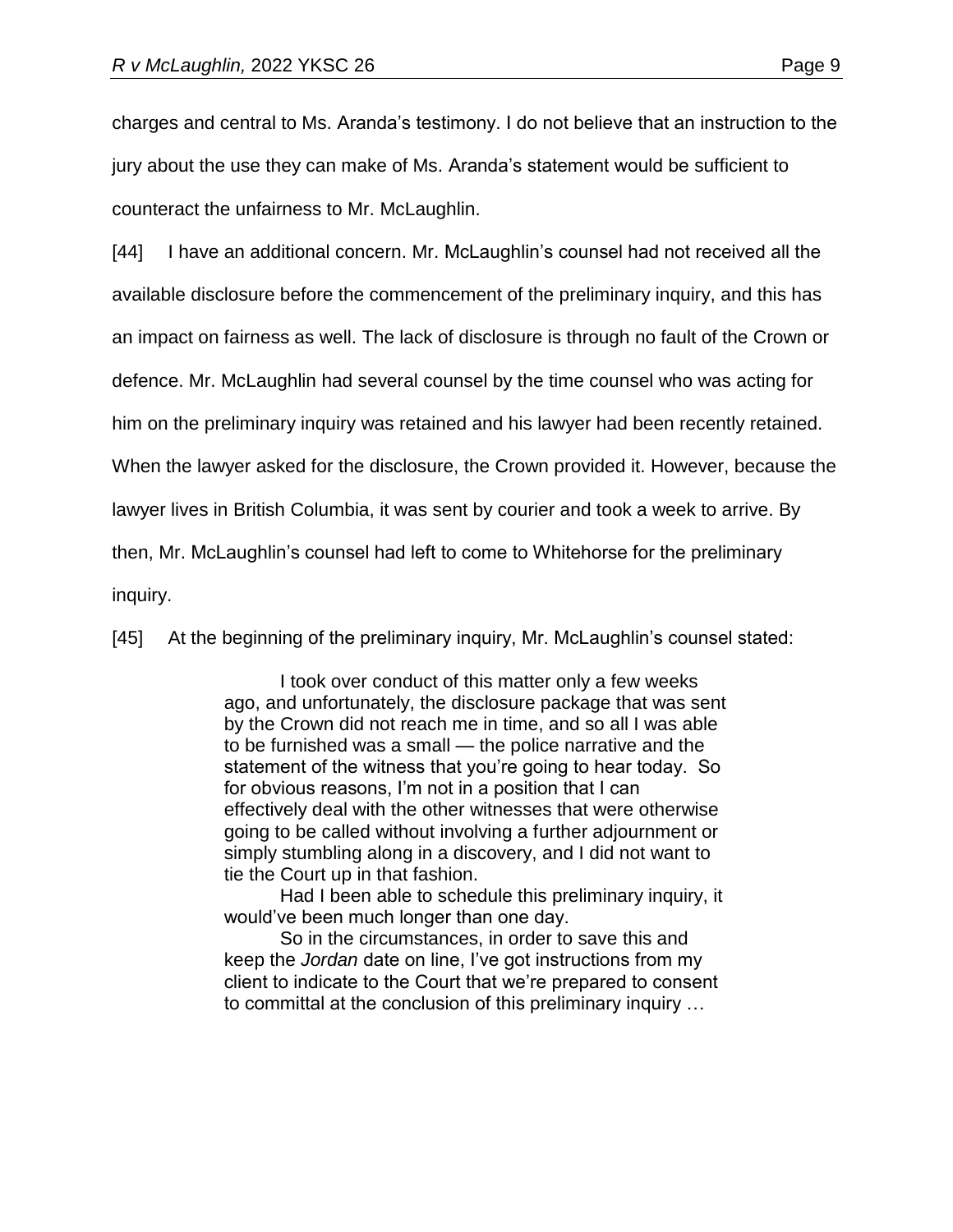charges and central to Ms. Aranda's testimony. I do not believe that an instruction to the jury about the use they can make of Ms. Aranda's statement would be sufficient to counteract the unfairness to Mr. McLaughlin.

[44] I have an additional concern. Mr. McLaughlin's counsel had not received all the available disclosure before the commencement of the preliminary inquiry, and this has an impact on fairness as well. The lack of disclosure is through no fault of the Crown or defence. Mr. McLaughlin had several counsel by the time counsel who was acting for him on the preliminary inquiry was retained and his lawyer had been recently retained. When the lawyer asked for the disclosure, the Crown provided it. However, because the lawyer lives in British Columbia, it was sent by courier and took a week to arrive. By then, Mr. McLaughlin's counsel had left to come to Whitehorse for the preliminary inquiry.

[45] At the beginning of the preliminary inquiry, Mr. McLaughlin's counsel stated:

> I took over conduct of this matter only a few weeks ago, and unfortunately, the disclosure package that was sent by the Crown did not reach me in time, and so all I was able to be furnished was a small — the police narrative and the statement of the witness that you're going to hear today. So for obvious reasons, I'm not in a position that I can effectively deal with the other witnesses that were otherwise going to be called without involving a further adjournment or simply stumbling along in a discovery, and I did not want to tie the Court up in that fashion.
>
> Had I been able to schedule this preliminary inquiry, it would've been much longer than one day.
>
> So in the circumstances, in order to save this and keep the *Jordan* date on line, I've got instructions from my client to indicate to the Court that we're prepared to consent to committal at the conclusion of this preliminary inquiry …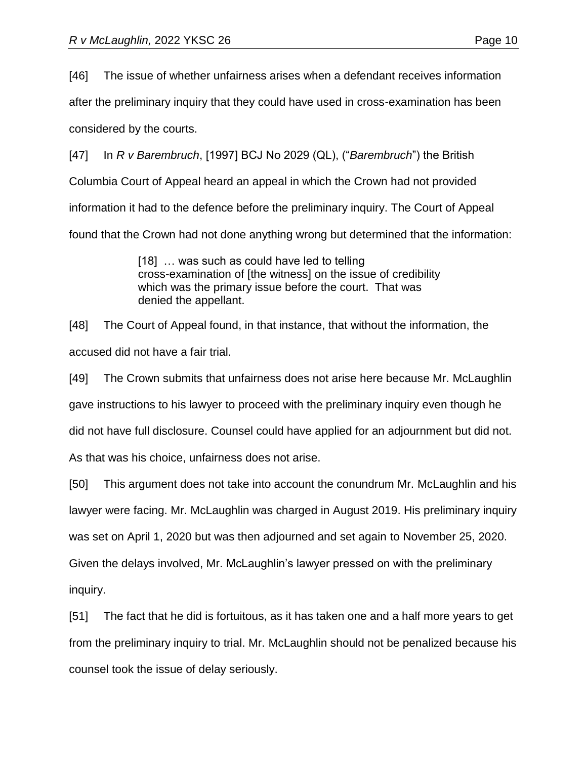[46] The issue of whether unfairness arises when a defendant receives information after the preliminary inquiry that they could have used in cross-examination has been considered by the courts.

[47] In *R v Barembruch*, [1997] BCJ No 2029 (QL), ("*Barembruch*") the British Columbia Court of Appeal heard an appeal in which the Crown had not provided information it had to the defence before the preliminary inquiry. The Court of Appeal found that the Crown had not done anything wrong but determined that the information:

> [18] … was such as could have led to telling cross-examination of [the witness] on the issue of credibility which was the primary issue before the court. That was denied the appellant.

[48] The Court of Appeal found, in that instance, that without the information, the accused did not have a fair trial.

[49] The Crown submits that unfairness does not arise here because Mr. McLaughlin gave instructions to his lawyer to proceed with the preliminary inquiry even though he did not have full disclosure. Counsel could have applied for an adjournment but did not. As that was his choice, unfairness does not arise.

[50] This argument does not take into account the conundrum Mr. McLaughlin and his lawyer were facing. Mr. McLaughlin was charged in August 2019. His preliminary inquiry was set on April 1, 2020 but was then adjourned and set again to November 25, 2020. Given the delays involved, Mr. McLaughlin's lawyer pressed on with the preliminary inquiry.

[51] The fact that he did is fortuitous, as it has taken one and a half more years to get from the preliminary inquiry to trial. Mr. McLaughlin should not be penalized because his counsel took the issue of delay seriously.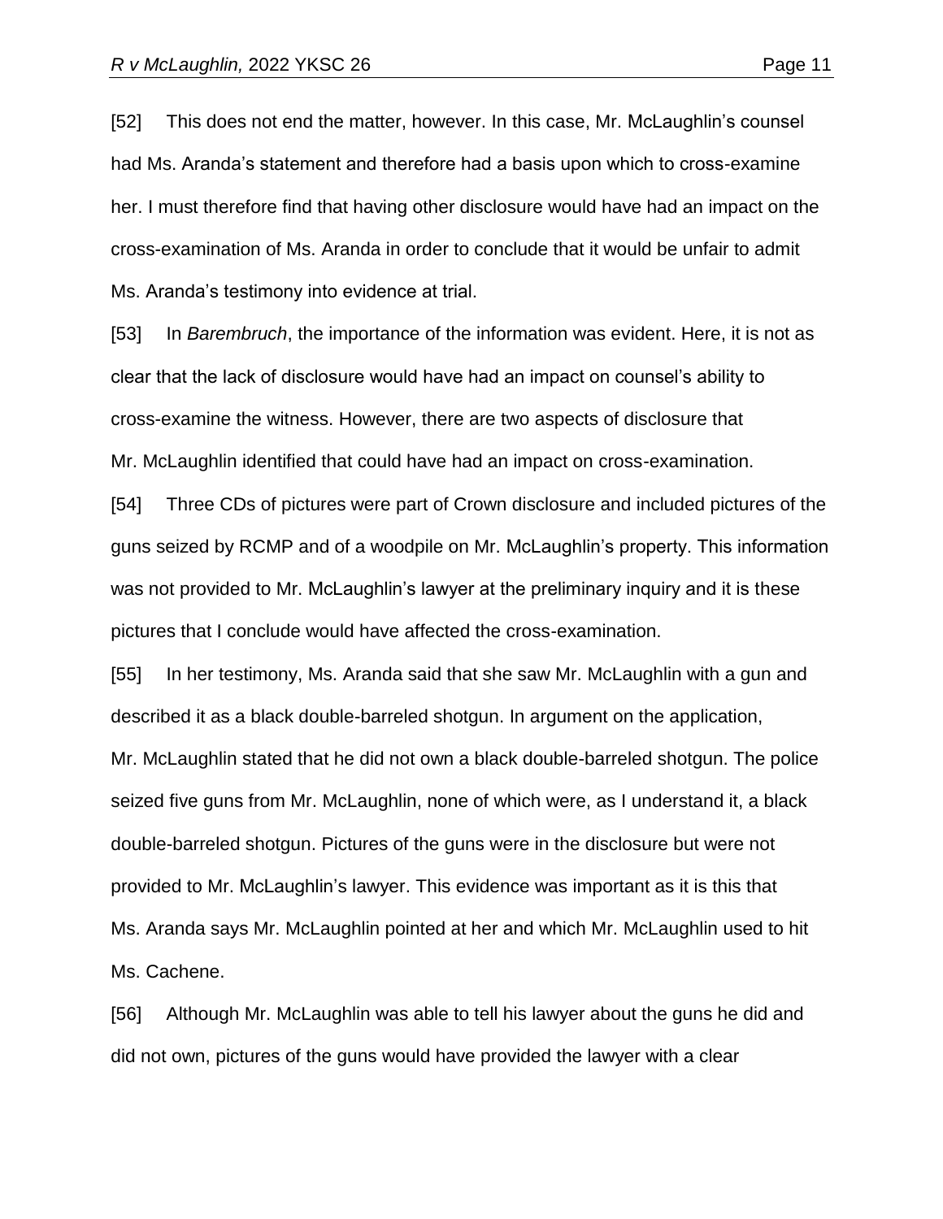[52] This does not end the matter, however. In this case, Mr. McLaughlin's counsel had Ms. Aranda's statement and therefore had a basis upon which to cross-examine her. I must therefore find that having other disclosure would have had an impact on the cross-examination of Ms. Aranda in order to conclude that it would be unfair to admit Ms. Aranda's testimony into evidence at trial.

[53] In *Barembruch*, the importance of the information was evident. Here, it is not as clear that the lack of disclosure would have had an impact on counsel's ability to cross-examine the witness. However, there are two aspects of disclosure that Mr. McLaughlin identified that could have had an impact on cross-examination.

[54] Three CDs of pictures were part of Crown disclosure and included pictures of the guns seized by RCMP and of a woodpile on Mr. McLaughlin's property. This information was not provided to Mr. McLaughlin's lawyer at the preliminary inquiry and it is these pictures that I conclude would have affected the cross-examination.

[55] In her testimony, Ms. Aranda said that she saw Mr. McLaughlin with a gun and described it as a black double-barreled shotgun. In argument on the application, Mr. McLaughlin stated that he did not own a black double-barreled shotgun. The police seized five guns from Mr. McLaughlin, none of which were, as I understand it, a black double-barreled shotgun. Pictures of the guns were in the disclosure but were not provided to Mr. McLaughlin's lawyer. This evidence was important as it is this that Ms. Aranda says Mr. McLaughlin pointed at her and which Mr. McLaughlin used to hit Ms. Cachene.

[56] Although Mr. McLaughlin was able to tell his lawyer about the guns he did and did not own, pictures of the guns would have provided the lawyer with a clear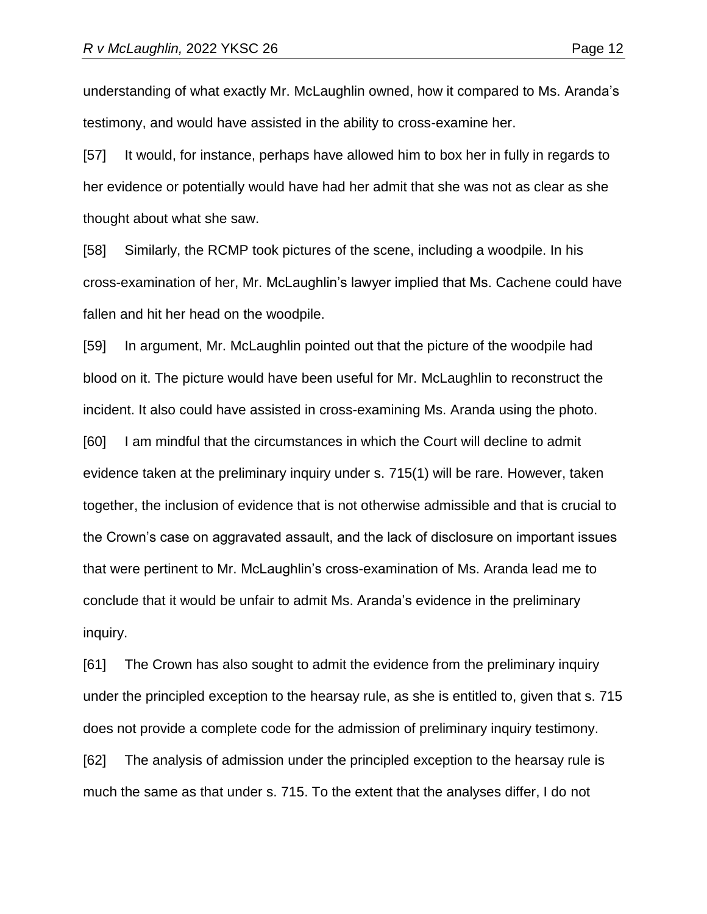understanding of what exactly Mr. McLaughlin owned, how it compared to Ms. Aranda's testimony, and would have assisted in the ability to cross-examine her.

[57] It would, for instance, perhaps have allowed him to box her in fully in regards to her evidence or potentially would have had her admit that she was not as clear as she thought about what she saw.

[58] Similarly, the RCMP took pictures of the scene, including a woodpile. In his cross-examination of her, Mr. McLaughlin's lawyer implied that Ms. Cachene could have fallen and hit her head on the woodpile.

[59] In argument, Mr. McLaughlin pointed out that the picture of the woodpile had blood on it. The picture would have been useful for Mr. McLaughlin to reconstruct the incident. It also could have assisted in cross-examining Ms. Aranda using the photo.

[60] I am mindful that the circumstances in which the Court will decline to admit evidence taken at the preliminary inquiry under s. 715(1) will be rare. However, taken together, the inclusion of evidence that is not otherwise admissible and that is crucial to the Crown's case on aggravated assault, and the lack of disclosure on important issues that were pertinent to Mr. McLaughlin's cross-examination of Ms. Aranda lead me to conclude that it would be unfair to admit Ms. Aranda's evidence in the preliminary inquiry.

[61] The Crown has also sought to admit the evidence from the preliminary inquiry under the principled exception to the hearsay rule, as she is entitled to, given that s. 715 does not provide a complete code for the admission of preliminary inquiry testimony.

[62] The analysis of admission under the principled exception to the hearsay rule is much the same as that under s. 715. To the extent that the analyses differ, I do not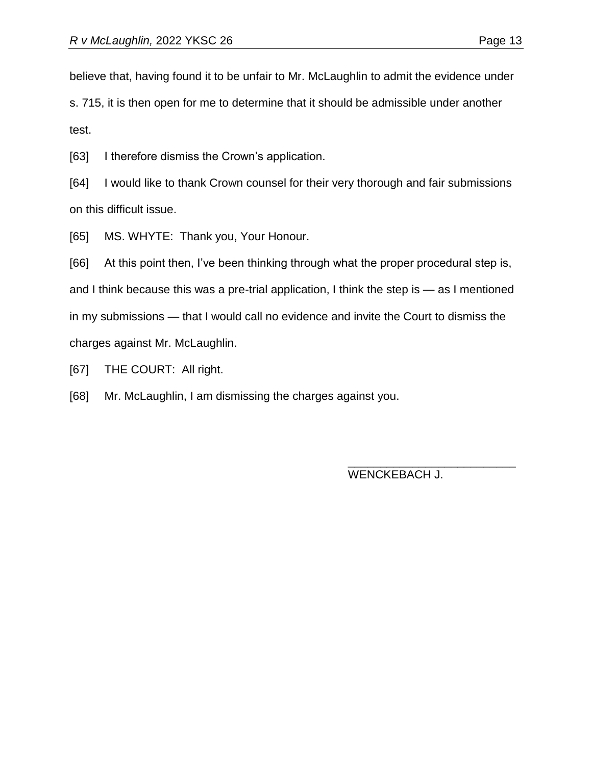believe that, having found it to be unfair to Mr. McLaughlin to admit the evidence under s. 715, it is then open for me to determine that it should be admissible under another test.

[63] I therefore dismiss the Crown's application.

[64] I would like to thank Crown counsel for their very thorough and fair submissions on this difficult issue.

[65] MS. WHYTE: Thank you, Your Honour.

[66] At this point then, I've been thinking through what the proper procedural step is, and I think because this was a pre-trial application, I think the step is — as I mentioned in my submissions — that I would call no evidence and invite the Court to dismiss the charges against Mr. McLaughlin.

[67] THE COURT: All right.

[68] Mr. McLaughlin, I am dismissing the charges against you.

\_\_\_\_\_\_\_\_\_\_\_\_\_\_\_\_\_\_\_\_\_\_\_\_\_\_\_\_

WENCKEBACH J.